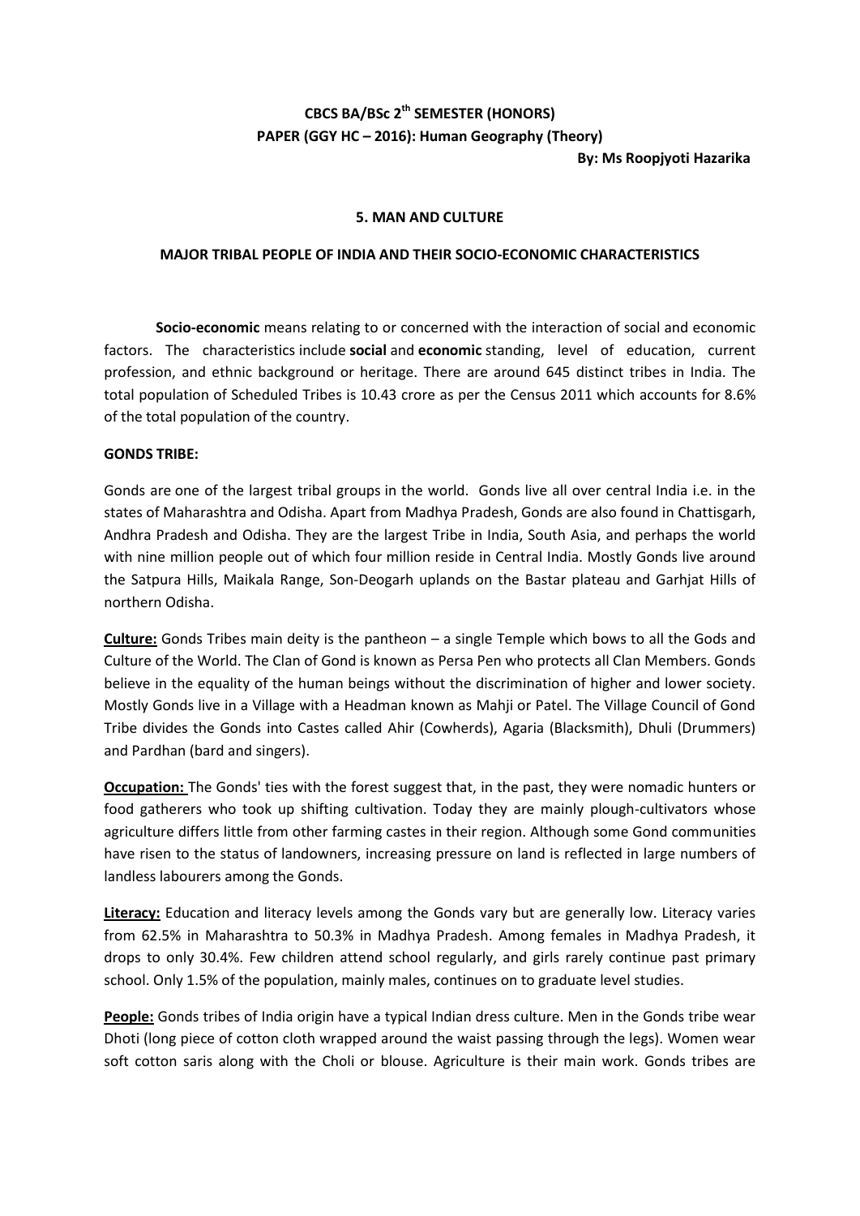**CBCS BA/BSc 2th SEMESTER (HONORS)**
**PAPER (GGY HC – 2016): Human Geography (Theory)**
**By: Ms Roopjyoti Hazarika**

## 5. MAN AND CULTURE

## MAJOR TRIBAL PEOPLE OF INDIA AND THEIR SOCIO-ECONOMIC CHARACTERISTICS

**Socio-economic** means relating to or concerned with the interaction of social and economic factors. The characteristics include **social** and **economic** standing, level of education, current profession, and ethnic background or heritage. There are around 645 distinct tribes in India. The total population of Scheduled Tribes is 10.43 crore as per the Census 2011 which accounts for 8.6% of the total population of the country.

### GONDS TRIBE:

Gonds are one of the largest tribal groups in the world. Gonds live all over central India i.e. in the states of Maharashtra and Odisha. Apart from Madhya Pradesh, Gonds are also found in Chattisgarh, Andhra Pradesh and Odisha. They are the largest Tribe in India, South Asia, and perhaps the world with nine million people out of which four million reside in Central India. Mostly Gonds live around the Satpura Hills, Maikala Range, Son-Deogarh uplands on the Bastar plateau and Garhjat Hills of northern Odisha.

**Culture:** Gonds Tribes main deity is the pantheon – a single Temple which bows to all the Gods and Culture of the World. The Clan of Gond is known as Persa Pen who protects all Clan Members. Gonds believe in the equality of the human beings without the discrimination of higher and lower society. Mostly Gonds live in a Village with a Headman known as Mahji or Patel. The Village Council of Gond Tribe divides the Gonds into Castes called Ahir (Cowherds), Agaria (Blacksmith), Dhuli (Drummers) and Pardhan (bard and singers).

**Occupation:** The Gonds' ties with the forest suggest that, in the past, they were nomadic hunters or food gatherers who took up shifting cultivation. Today they are mainly plough-cultivators whose agriculture differs little from other farming castes in their region. Although some Gond communities have risen to the status of landowners, increasing pressure on land is reflected in large numbers of landless labourers among the Gonds.

**Literacy:** Education and literacy levels among the Gonds vary but are generally low. Literacy varies from 62.5% in Maharashtra to 50.3% in Madhya Pradesh. Among females in Madhya Pradesh, it drops to only 30.4%. Few children attend school regularly, and girls rarely continue past primary school. Only 1.5% of the population, mainly males, continues on to graduate level studies.

**People:** Gonds tribes of India origin have a typical Indian dress culture. Men in the Gonds tribe wear Dhoti (long piece of cotton cloth wrapped around the waist passing through the legs). Women wear soft cotton saris along with the Choli or blouse. Agriculture is their main work. Gonds tribes are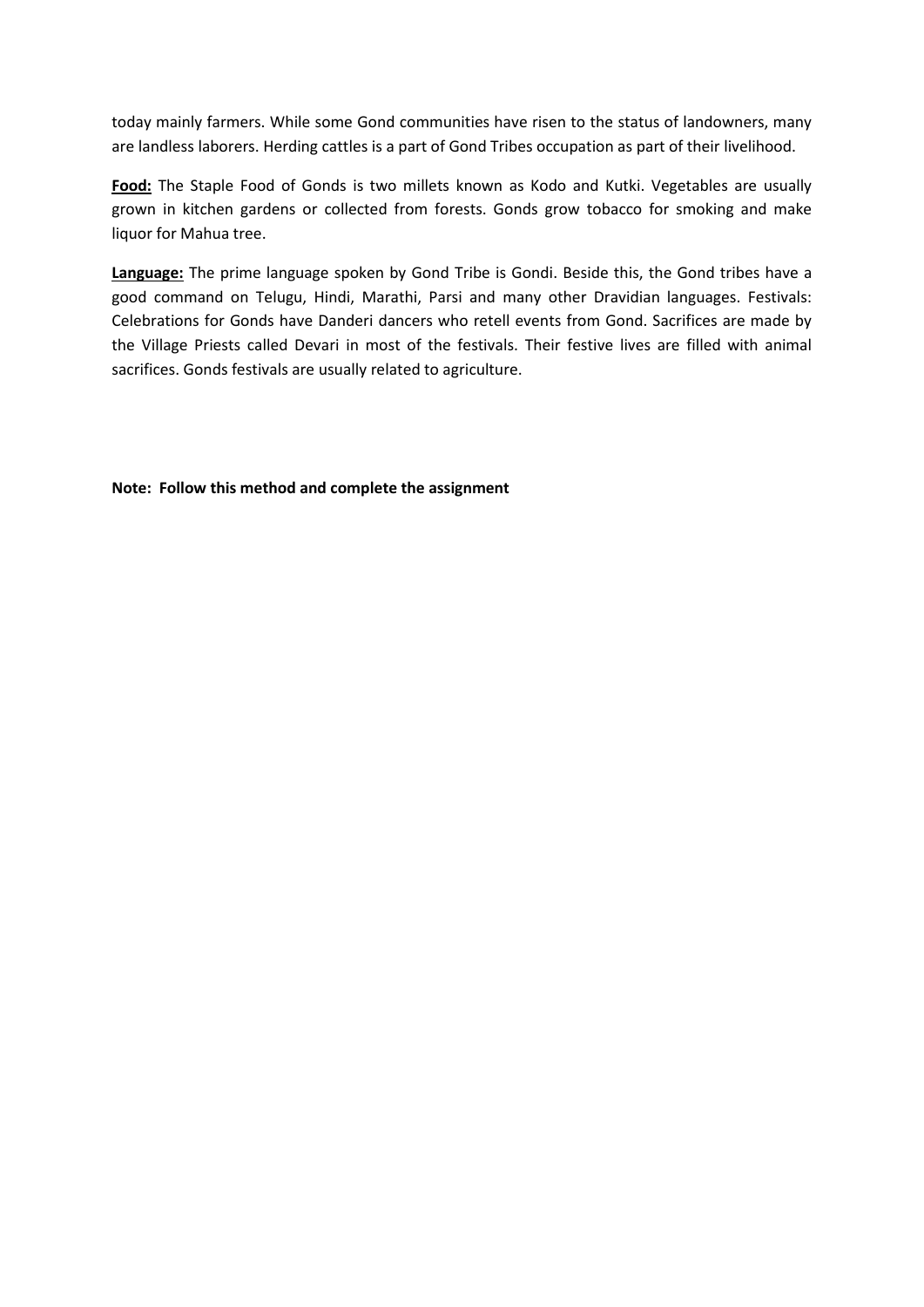today mainly farmers. While some Gond communities have risen to the status of landowners, many are landless laborers. Herding cattles is a part of Gond Tribes occupation as part of their livelihood.

**Food:** The Staple Food of Gonds is two millets known as Kodo and Kutki. Vegetables are usually grown in kitchen gardens or collected from forests. Gonds grow tobacco for smoking and make liquor for Mahua tree.

**Language:** The prime language spoken by Gond Tribe is Gondi. Beside this, the Gond tribes have a good command on Telugu, Hindi, Marathi, Parsi and many other Dravidian languages. Festivals: Celebrations for Gonds have Danderi dancers who retell events from Gond. Sacrifices are made by the Village Priests called Devari in most of the festivals. Their festive lives are filled with animal sacrifices. Gonds festivals are usually related to agriculture.

**Note: Follow this method and complete the assignment**